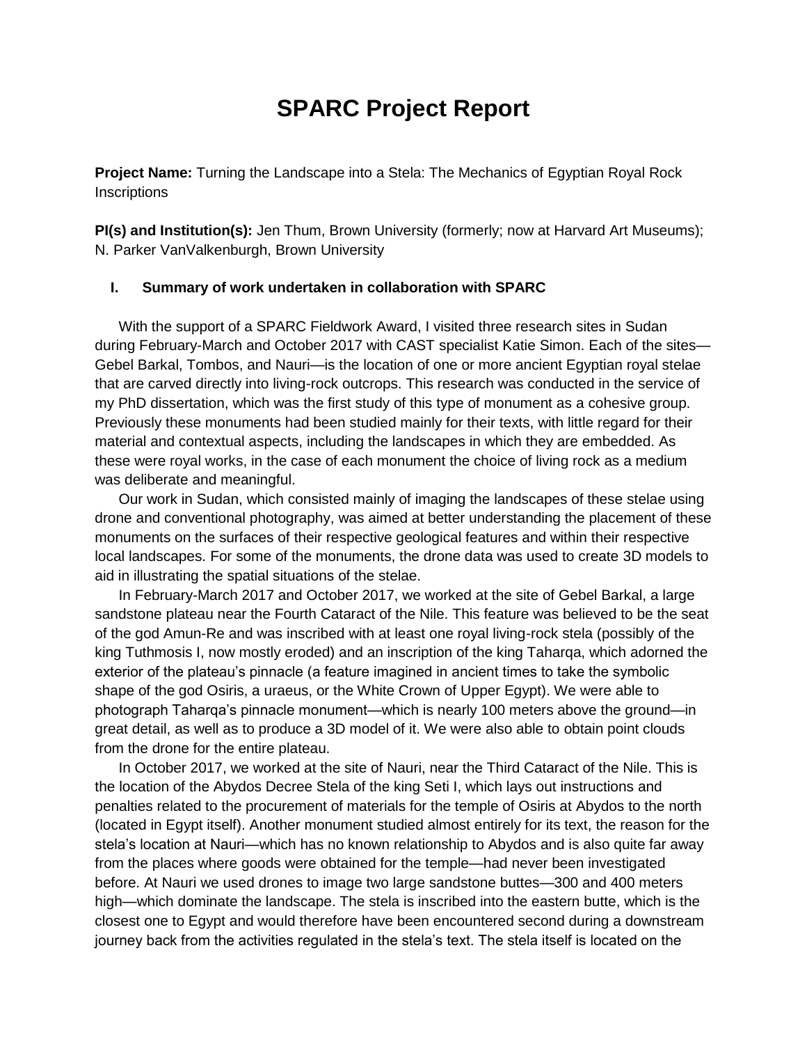# SPARC Project Report

**Project Name:** Turning the Landscape into a Stela: The Mechanics of Egyptian Royal Rock Inscriptions

**PI(s) and Institution(s):** Jen Thum, Brown University (formerly; now at Harvard Art Museums); N. Parker VanValkenburgh, Brown University

## I. Summary of work undertaken in collaboration with SPARC

With the support of a SPARC Fieldwork Award, I visited three research sites in Sudan during February-March and October 2017 with CAST specialist Katie Simon. Each of the sites—Gebel Barkal, Tombos, and Nauri—is the location of one or more ancient Egyptian royal stelae that are carved directly into living-rock outcrops. This research was conducted in the service of my PhD dissertation, which was the first study of this type of monument as a cohesive group. Previously these monuments had been studied mainly for their texts, with little regard for their material and contextual aspects, including the landscapes in which they are embedded. As these were royal works, in the case of each monument the choice of living rock as a medium was deliberate and meaningful.

Our work in Sudan, which consisted mainly of imaging the landscapes of these stelae using drone and conventional photography, was aimed at better understanding the placement of these monuments on the surfaces of their respective geological features and within their respective local landscapes. For some of the monuments, the drone data was used to create 3D models to aid in illustrating the spatial situations of the stelae.

In February-March 2017 and October 2017, we worked at the site of Gebel Barkal, a large sandstone plateau near the Fourth Cataract of the Nile. This feature was believed to be the seat of the god Amun-Re and was inscribed with at least one royal living-rock stela (possibly of the king Tuthmosis I, now mostly eroded) and an inscription of the king Taharqa, which adorned the exterior of the plateau's pinnacle (a feature imagined in ancient times to take the symbolic shape of the god Osiris, a uraeus, or the White Crown of Upper Egypt). We were able to photograph Taharqa's pinnacle monument—which is nearly 100 meters above the ground—in great detail, as well as to produce a 3D model of it. We were also able to obtain point clouds from the drone for the entire plateau.

In October 2017, we worked at the site of Nauri, near the Third Cataract of the Nile. This is the location of the Abydos Decree Stela of the king Seti I, which lays out instructions and penalties related to the procurement of materials for the temple of Osiris at Abydos to the north (located in Egypt itself). Another monument studied almost entirely for its text, the reason for the stela's location at Nauri—which has no known relationship to Abydos and is also quite far away from the places where goods were obtained for the temple—had never been investigated before. At Nauri we used drones to image two large sandstone buttes—300 and 400 meters high—which dominate the landscape. The stela is inscribed into the eastern butte, which is the closest one to Egypt and would therefore have been encountered second during a downstream journey back from the activities regulated in the stela's text. The stela itself is located on the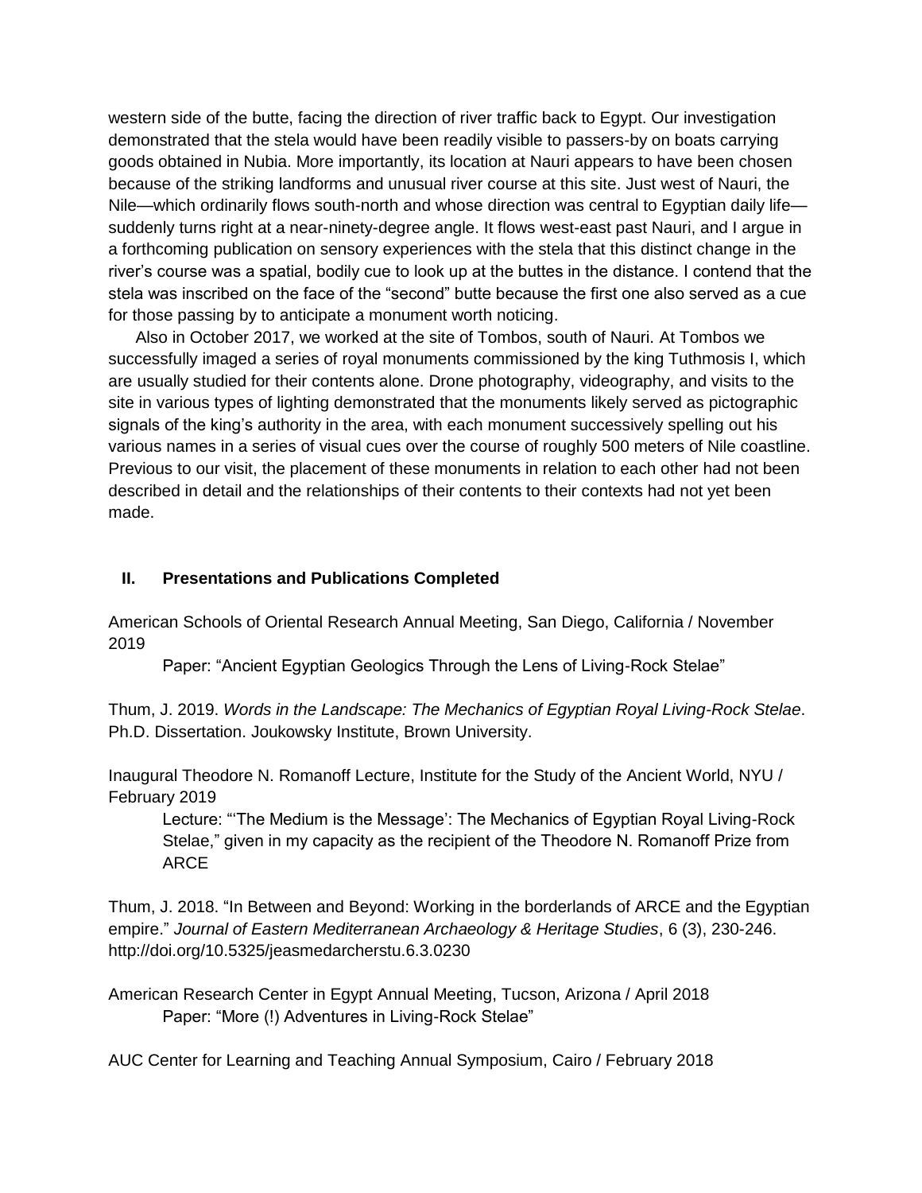western side of the butte, facing the direction of river traffic back to Egypt. Our investigation demonstrated that the stela would have been readily visible to passers-by on boats carrying goods obtained in Nubia. More importantly, its location at Nauri appears to have been chosen because of the striking landforms and unusual river course at this site. Just west of Nauri, the Nile—which ordinarily flows south-north and whose direction was central to Egyptian daily life—suddenly turns right at a near-ninety-degree angle. It flows west-east past Nauri, and I argue in a forthcoming publication on sensory experiences with the stela that this distinct change in the river's course was a spatial, bodily cue to look up at the buttes in the distance. I contend that the stela was inscribed on the face of the "second" butte because the first one also served as a cue for those passing by to anticipate a monument worth noticing.

Also in October 2017, we worked at the site of Tombos, south of Nauri. At Tombos we successfully imaged a series of royal monuments commissioned by the king Tuthmosis I, which are usually studied for their contents alone. Drone photography, videography, and visits to the site in various types of lighting demonstrated that the monuments likely served as pictographic signals of the king's authority in the area, with each monument successively spelling out his various names in a series of visual cues over the course of roughly 500 meters of Nile coastline. Previous to our visit, the placement of these monuments in relation to each other had not been described in detail and the relationships of their contents to their contexts had not yet been made.

## II. Presentations and Publications Completed

American Schools of Oriental Research Annual Meeting, San Diego, California / November 2019

Paper: "Ancient Egyptian Geologics Through the Lens of Living-Rock Stelae"

Thum, J. 2019. *Words in the Landscape: The Mechanics of Egyptian Royal Living-Rock Stelae*. Ph.D. Dissertation. Joukowsky Institute, Brown University.

Inaugural Theodore N. Romanoff Lecture, Institute for the Study of the Ancient World, NYU / February 2019

Lecture: "'The Medium is the Message': The Mechanics of Egyptian Royal Living-Rock Stelae," given in my capacity as the recipient of the Theodore N. Romanoff Prize from ARCE

Thum, J. 2018. "In Between and Beyond: Working in the borderlands of ARCE and the Egyptian empire." *Journal of Eastern Mediterranean Archaeology & Heritage Studies*, 6 (3), 230-246. http://doi.org/10.5325/jeasmedarcherstu.6.3.0230

American Research Center in Egypt Annual Meeting, Tucson, Arizona / April 2018

Paper: "More (!) Adventures in Living-Rock Stelae"

AUC Center for Learning and Teaching Annual Symposium, Cairo / February 2018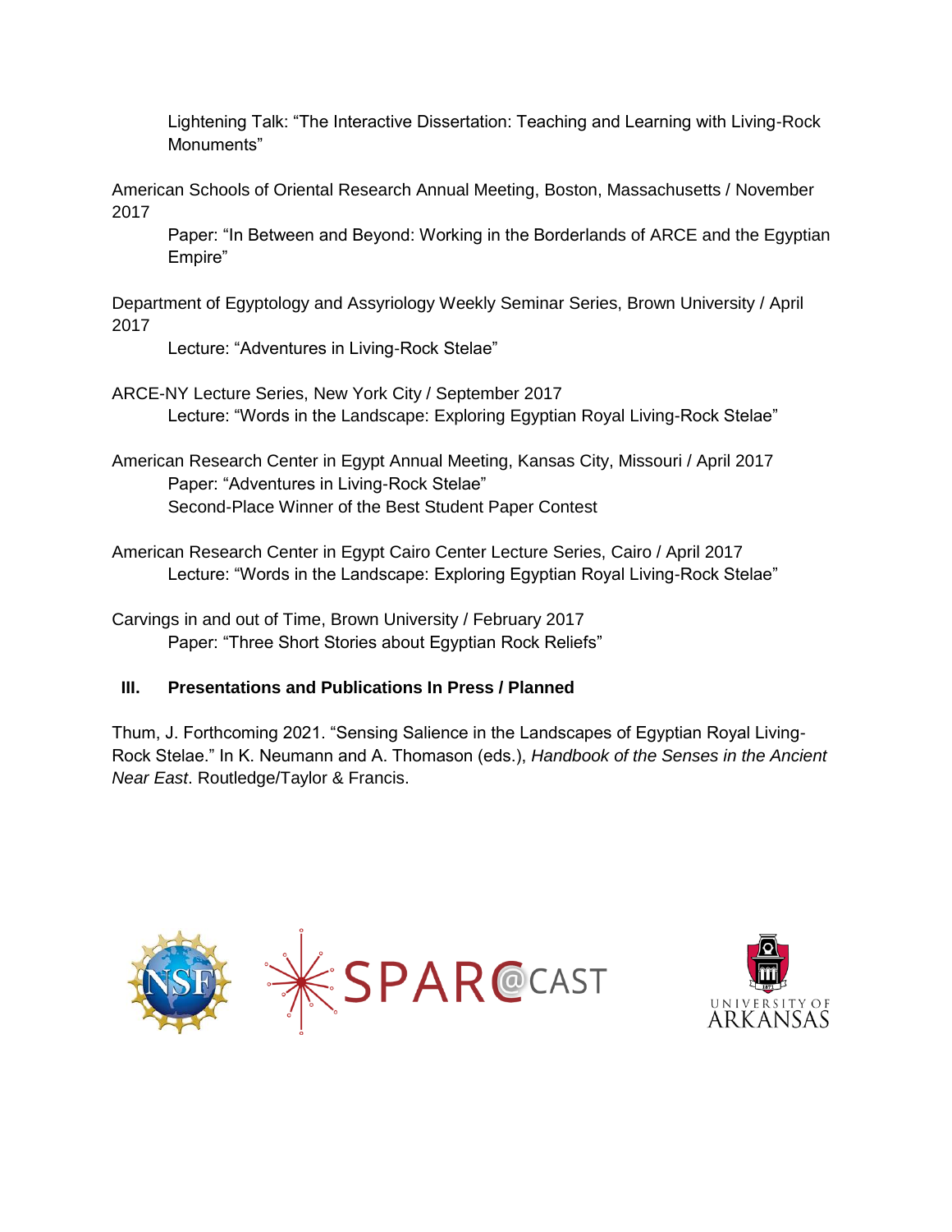Lightening Talk: "The Interactive Dissertation: Teaching and Learning with Living-Rock Monuments"

American Schools of Oriental Research Annual Meeting, Boston, Massachusetts / November 2017
Paper: "In Between and Beyond: Working in the Borderlands of ARCE and the Egyptian Empire"

Department of Egyptology and Assyriology Weekly Seminar Series, Brown University / April 2017
Lecture: "Adventures in Living-Rock Stelae"

ARCE-NY Lecture Series, New York City / September 2017
Lecture: "Words in the Landscape: Exploring Egyptian Royal Living-Rock Stelae"

American Research Center in Egypt Annual Meeting, Kansas City, Missouri / April 2017
Paper: "Adventures in Living-Rock Stelae"
Second-Place Winner of the Best Student Paper Contest

American Research Center in Egypt Cairo Center Lecture Series, Cairo / April 2017
Lecture: "Words in the Landscape: Exploring Egyptian Royal Living-Rock Stelae"

Carvings in and out of Time, Brown University / February 2017
Paper: "Three Short Stories about Egyptian Rock Reliefs"

## III. Presentations and Publications In Press / Planned

Thum, J. Forthcoming 2021. "Sensing Salience in the Landscapes of Egyptian Royal Living-Rock Stelae." In K. Neumann and A. Thomason (eds.), *Handbook of the Senses in the Ancient Near East*. Routledge/Taylor & Francis.

NSF SPARC@CAST UNIVERSITY OF ARKANSAS